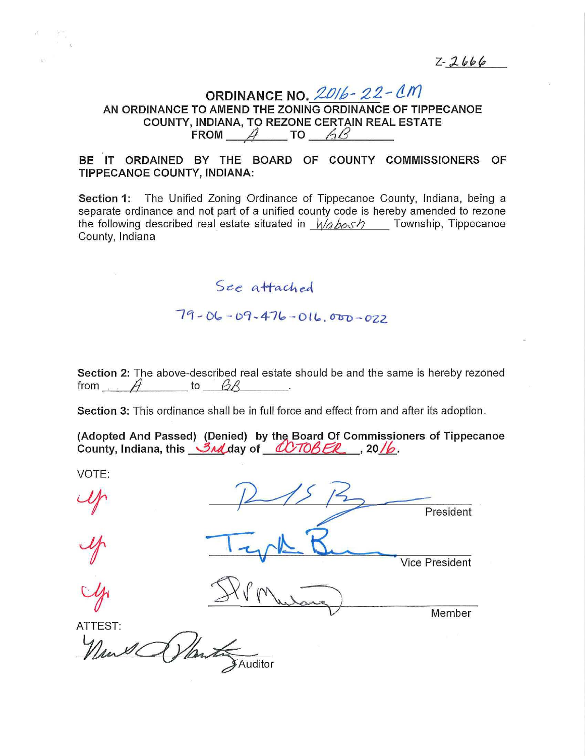Z-2666

# ORDINANCE NO. 2016-22-CM

## AN ORDINANCE TO AMEND THE ZONING ORDINANCE OF TIPPECANOE COUNTY, INDIANA, TO REZONE CERTAIN REAL ESTATE FROM A TO GB

**BE IT ORDAINED BY THE BOARD OF COUNTY COMMISSIONERS OF TIPPECANOE COUNTY, INDIANA:**

**Section 1:** The Unified Zoning Ordinance of Tippecanoe County, Indiana, being a separate ordinance and not part of a unified county code is hereby amended to rezone the following described real estate situated in Wabash Township, Tippecanoe County, Indiana

See attached

79-06-09-476-016.000-022

**Section 2:** The above-described real estate should be and the same is hereby rezoned from A to GB.

**Section 3:** This ordinance shall be in full force and effect from and after its adoption.

**(Adopted And Passed) (Denied) by the Board Of Commissioners of Tippecanoe County, Indiana, this 3rd day of OCTOBER, 2016.**

VOTE:

| Vote | Signature | Title |
|---|---|---|
| Aye | [signature] | President |
| Aye | [signature] | Vice President |
| Aye | [signature] | Member |

ATTEST:

[signature] Auditor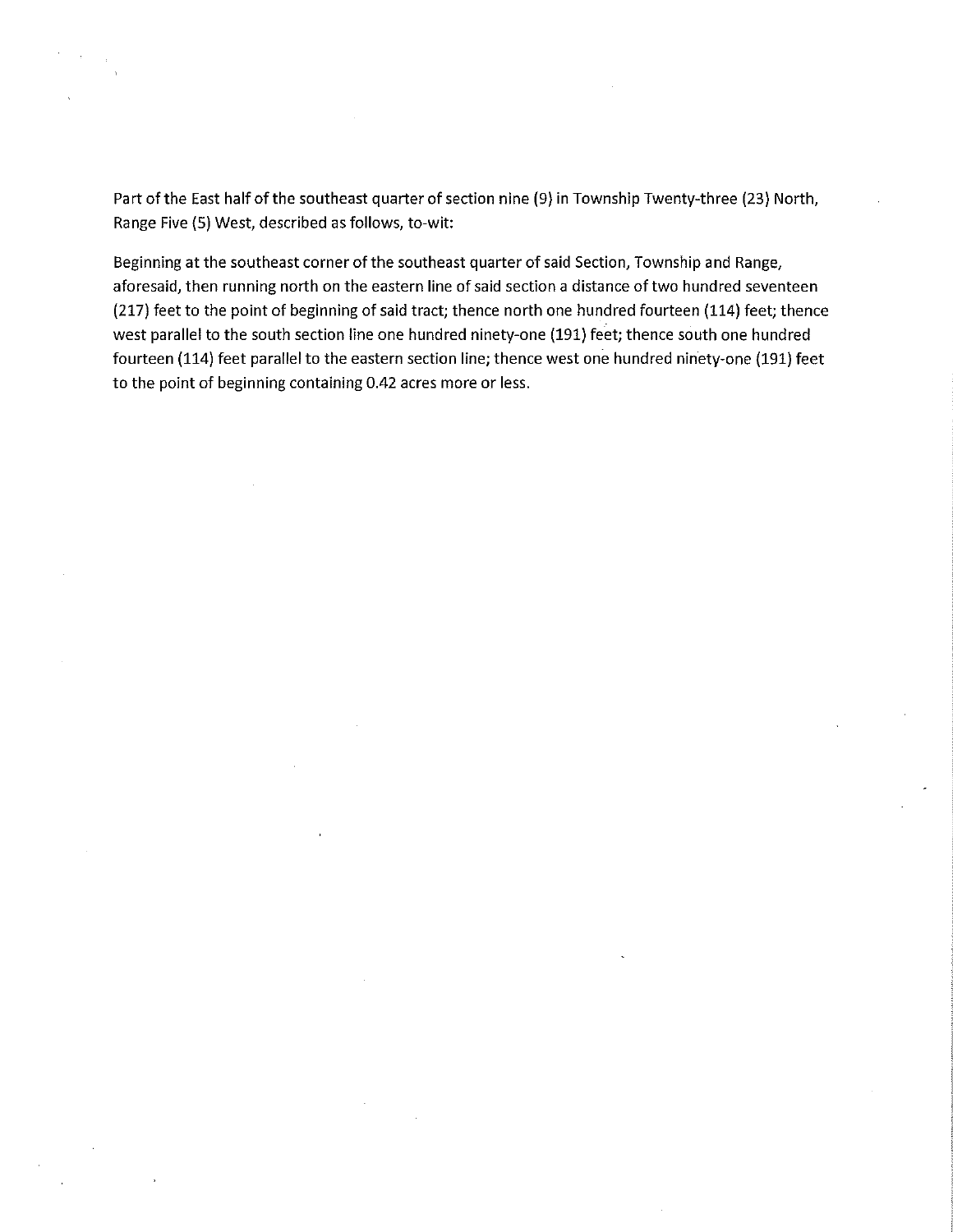Part of the East half of the southeast quarter of section nine (9) in Township Twenty-three (23) North, Range Five (5) West, described as follows, to-wit:

Beginning at the southeast corner of the southeast quarter of said Section, Township and Range, aforesaid, then running north on the eastern line of said section a distance of two hundred seventeen (217) feet to the point of beginning of said tract; thence north one hundred fourteen (114) feet; thence west parallel to the south section line one hundred ninety-one (191) feet; thence south one hundred fourteen (114) feet parallel to the eastern section line; thence west one hundred ninety-one (191) feet to the point of beginning containing 0.42 acres more or less.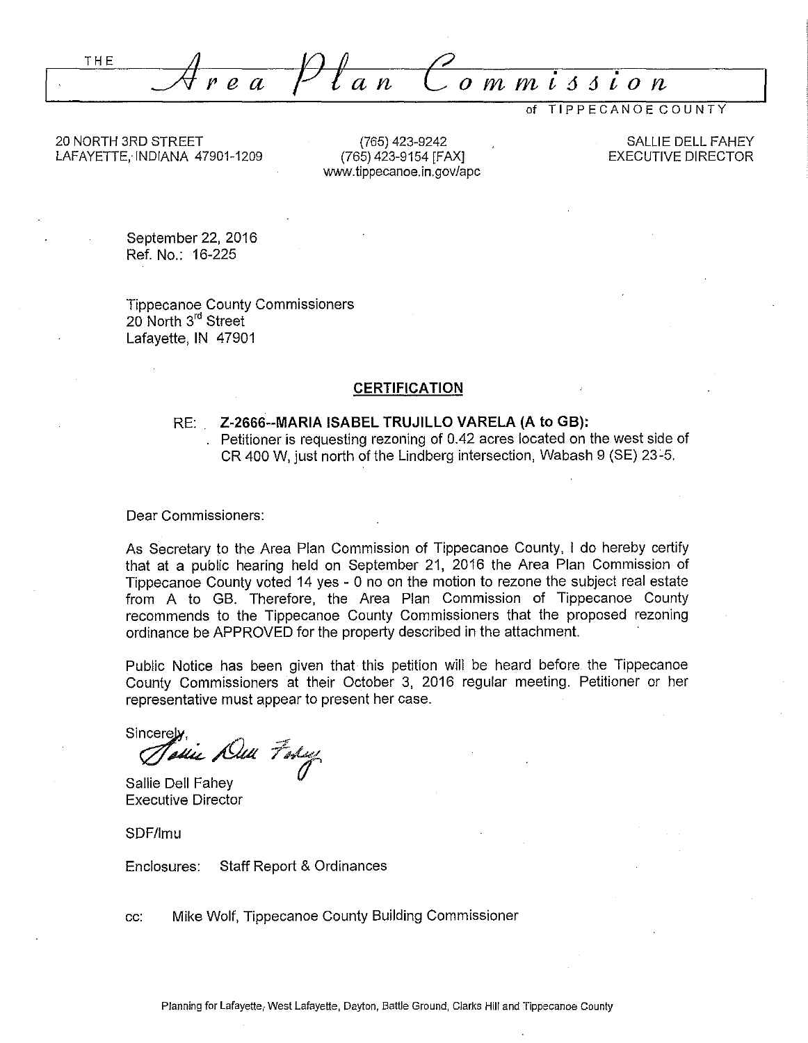# THE *Area Plan Commission*

of TIPPECANOE COUNTY

20 NORTH 3RD STREET
LAFAYETTE, INDIANA 47901-1209

(765) 423-9242
(765) 423-9154 [FAX]
www.tippecanoe.in.gov/apc

SALLIE DELL FAHEY
EXECUTIVE DIRECTOR

September 22, 2016
Ref. No.: 16-225

Tippecanoe County Commissioners
20 North 3rd Street
Lafayette, IN 47901

## CERTIFICATION

RE: **Z-2666--MARIA ISABEL TRUJILLO VARELA (A to GB):**
Petitioner is requesting rezoning of 0.42 acres located on the west side of CR 400 W, just north of the Lindberg intersection, Wabash 9 (SE) 23-5.

Dear Commissioners:

As Secretary to the Area Plan Commission of Tippecanoe County, I do hereby certify that at a public hearing held on September 21, 2016 the Area Plan Commission of Tippecanoe County voted 14 yes - 0 no on the motion to rezone the subject real estate from A to GB. Therefore, the Area Plan Commission of Tippecanoe County recommends to the Tippecanoe County Commissioners that the proposed rezoning ordinance be APPROVED for the property described in the attachment.

Public Notice has been given that this petition will be heard before the Tippecanoe County Commissioners at their October 3, 2016 regular meeting. Petitioner or her representative must appear to present her case.

Sincerely,

*Sallie Dell Fahey*

Sallie Dell Fahey
Executive Director

SDF/lmu

Enclosures: Staff Report & Ordinances

cc: Mike Wolf, Tippecanoe County Building Commissioner

Planning for Lafayette, West Lafayette, Dayton, Battle Ground, Clarks Hill and Tippecanoe County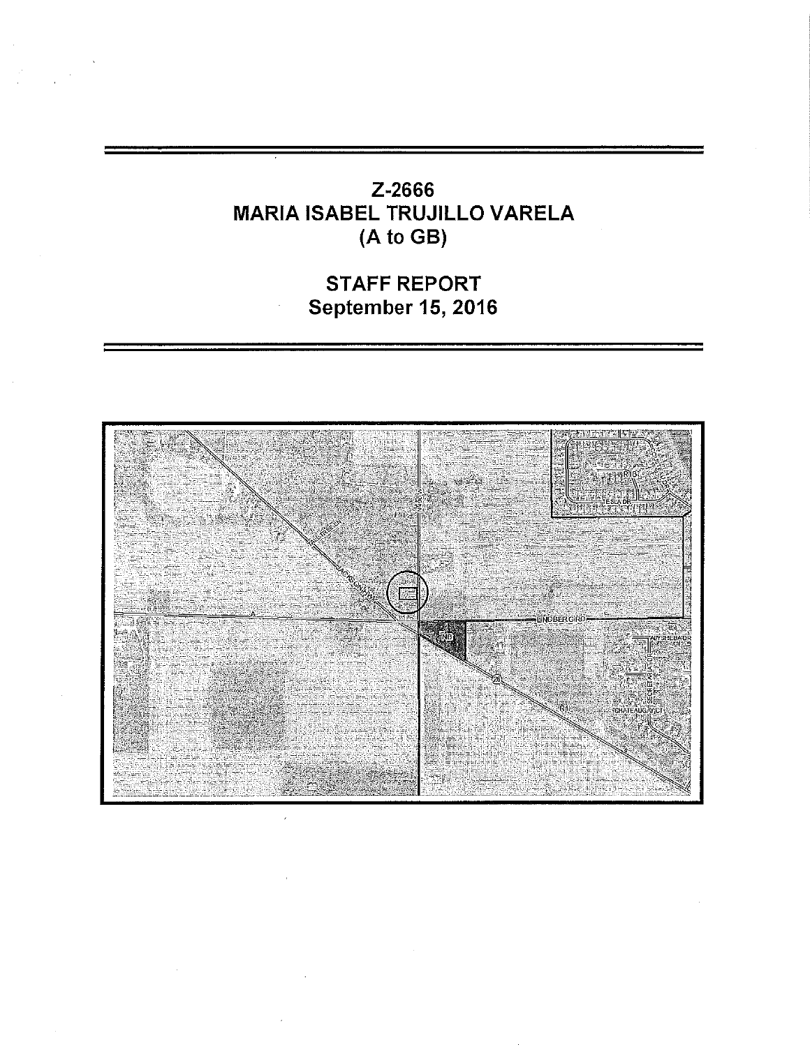# Z-2666
# MARIA ISABEL TRUJILLO VARELA
# (A to GB)

## STAFF REPORT
## September 15, 2016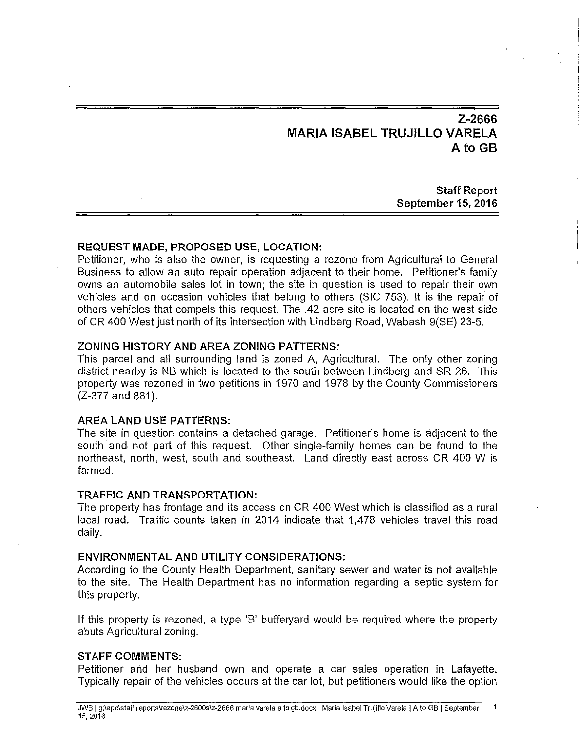# Z-2666
# MARIA ISABEL TRUJILLO VARELA
# A to GB

**Staff Report**
**September 15, 2016**

## REQUEST MADE, PROPOSED USE, LOCATION:

Petitioner, who is also the owner, is requesting a rezone from Agricultural to General Business to allow an auto repair operation adjacent to their home. Petitioner's family owns an automobile sales lot in town; the site in question is used to repair their own vehicles and on occasion vehicles that belong to others (SIC 753). It is the repair of others vehicles that compels this request. The .42 acre site is located on the west side of CR 400 West just north of its intersection with Lindberg Road, Wabash 9(SE) 23-5.

## ZONING HISTORY AND AREA ZONING PATTERNS:

This parcel and all surrounding land is zoned A, Agricultural. The only other zoning district nearby is NB which is located to the south between Lindberg and SR 26. This property was rezoned in two petitions in 1970 and 1978 by the County Commissioners (Z-377 and 881).

## AREA LAND USE PATTERNS:

The site in question contains a detached garage. Petitioner's home is adjacent to the south and not part of this request. Other single-family homes can be found to the northeast, north, west, south and southeast. Land directly east across CR 400 W is farmed.

## TRAFFIC AND TRANSPORTATION:

The property has frontage and its access on CR 400 West which is classified as a rural local road. Traffic counts taken in 2014 indicate that 1,478 vehicles travel this road daily.

## ENVIRONMENTAL AND UTILITY CONSIDERATIONS:

According to the County Health Department, sanitary sewer and water is not available to the site. The Health Department has no information regarding a septic system for this property.

If this property is rezoned, a type 'B' bufferyard would be required where the property abuts Agricultural zoning.

## STAFF COMMENTS:

Petitioner and her husband own and operate a car sales operation in Lafayette. Typically repair of the vehicles occurs at the car lot, but petitioners would like the option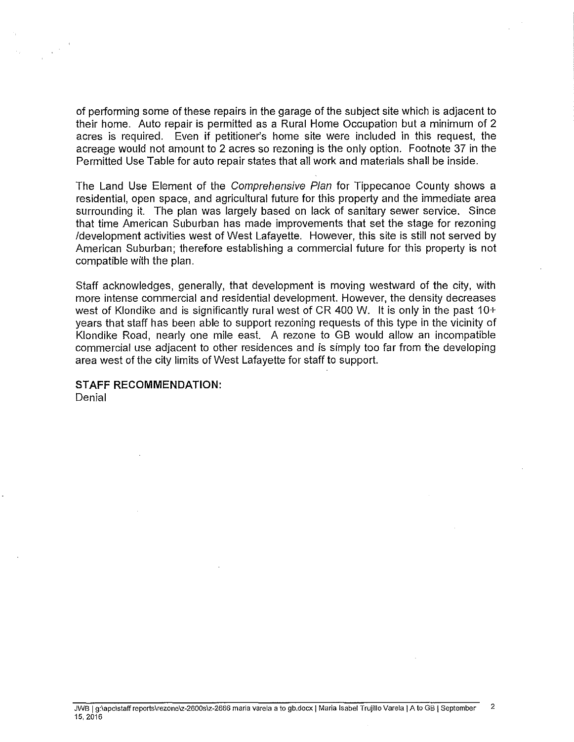of performing some of these repairs in the garage of the subject site which is adjacent to their home. Auto repair is permitted as a Rural Home Occupation but a minimum of 2 acres is required. Even if petitioner's home site were included in this request, the acreage would not amount to 2 acres so rezoning is the only option. Footnote 37 in the Permitted Use Table for auto repair states that all work and materials shall be inside.

The Land Use Element of the *Comprehensive Plan* for Tippecanoe County shows a residential, open space, and agricultural future for this property and the immediate area surrounding it. The plan was largely based on lack of sanitary sewer service. Since that time American Suburban has made improvements that set the stage for rezoning /development activities west of West Lafayette. However, this site is still not served by American Suburban; therefore establishing a commercial future for this property is not compatible with the plan.

Staff acknowledges, generally, that development is moving westward of the city, with more intense commercial and residential development. However, the density decreases west of Klondike and is significantly rural west of CR 400 W. It is only in the past 10+ years that staff has been able to support rezoning requests of this type in the vicinity of Klondike Road, nearly one mile east. A rezone to GB would allow an incompatible commercial use adjacent to other residences and is simply too far from the developing area west of the city limits of West Lafayette for staff to support.

**STAFF RECOMMENDATION:**
Denial